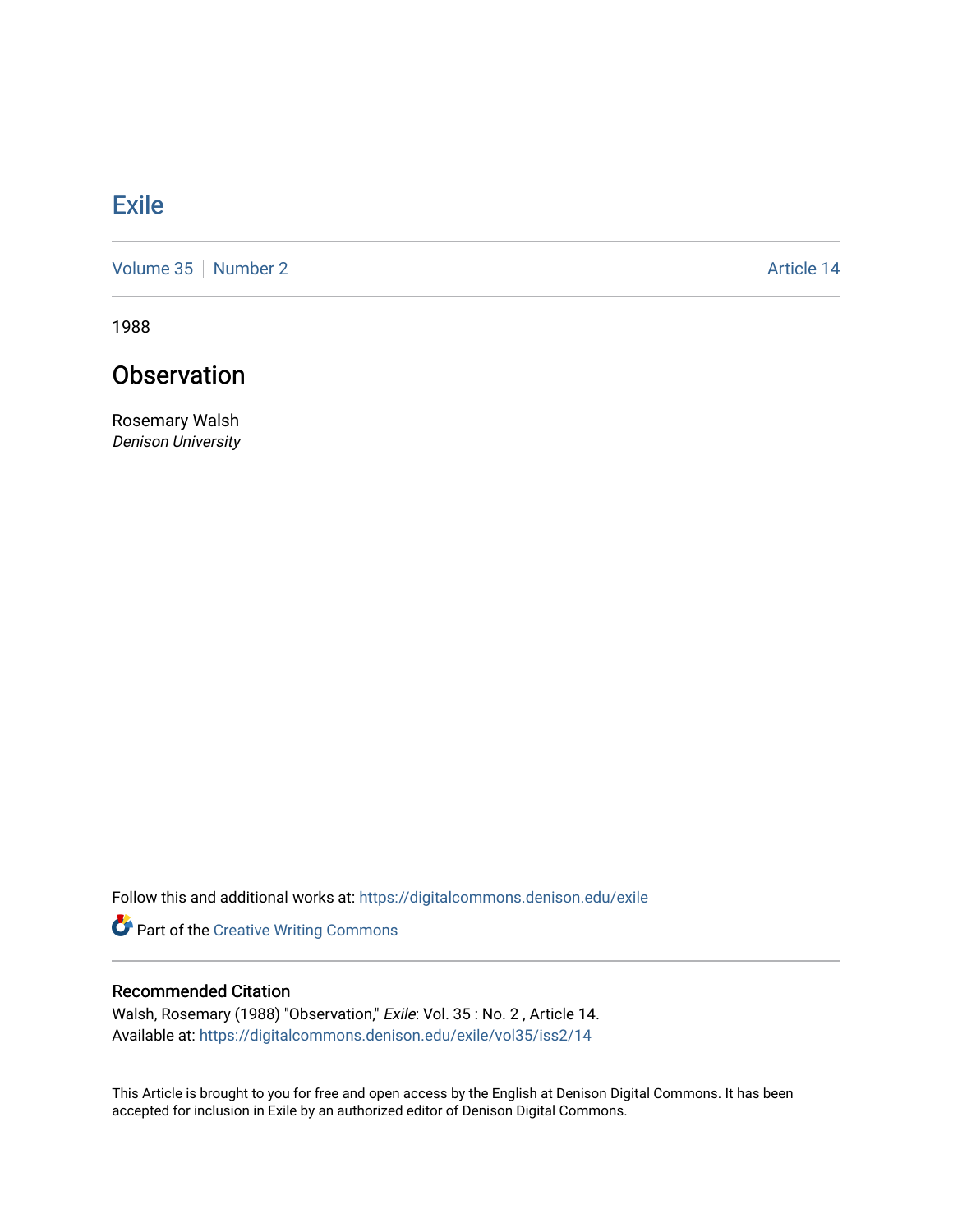# Exile

Volume 35 | Number 2 | Article 14

1988

## Observation

Rosemary Walsh
*Denison University*

Follow this and additional works at: https://digitalcommons.denison.edu/exile

Part of the Creative Writing Commons

### Recommended Citation

Walsh, Rosemary (1988) "Observation," *Exile*: Vol. 35 : No. 2 , Article 14.
Available at: https://digitalcommons.denison.edu/exile/vol35/iss2/14

This Article is brought to you for free and open access by the English at Denison Digital Commons. It has been accepted for inclusion in Exile by an authorized editor of Denison Digital Commons.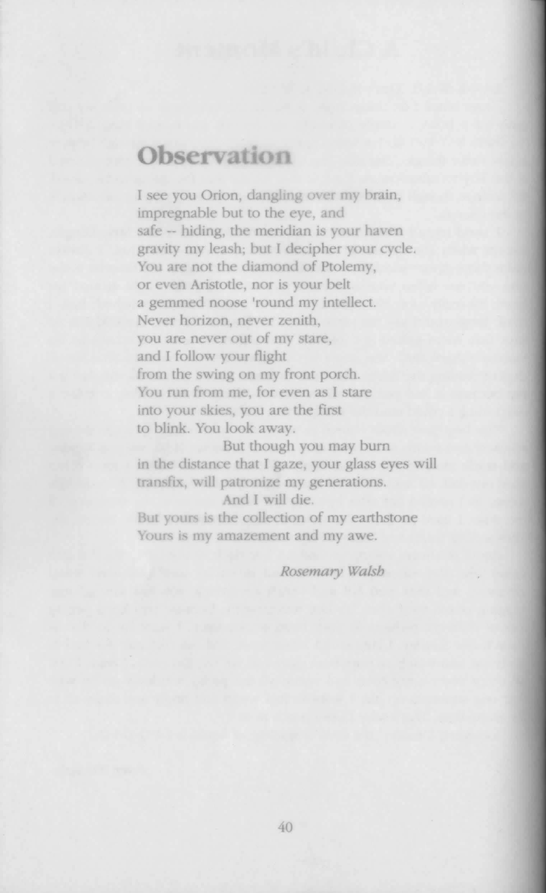# Observation

I see you Orion, dangling over my brain,  
impregnable but to the eye, and  
safe -- hiding, the meridian is your haven  
gravity my leash; but I decipher your cycle.  
You are not the diamond of Ptolemy,  
or even Aristotle, nor is your belt  
a gemmed noose 'round my intellect.  
Never horizon, never zenith,  
you are never out of my stare,  
and I follow your flight  
from the swing on my front porch.  
You run from me, for even as I stare  
into your skies, you are the first  
to blink. You look away.  
                    But though you may burn  
in the distance that I gaze, your glass eyes will  
transfix, will patronize my generations.  
                    And I will die.  
But yours is the collection of my earthstone  
Yours is my amazement and my awe.

*Rosemary Walsh*